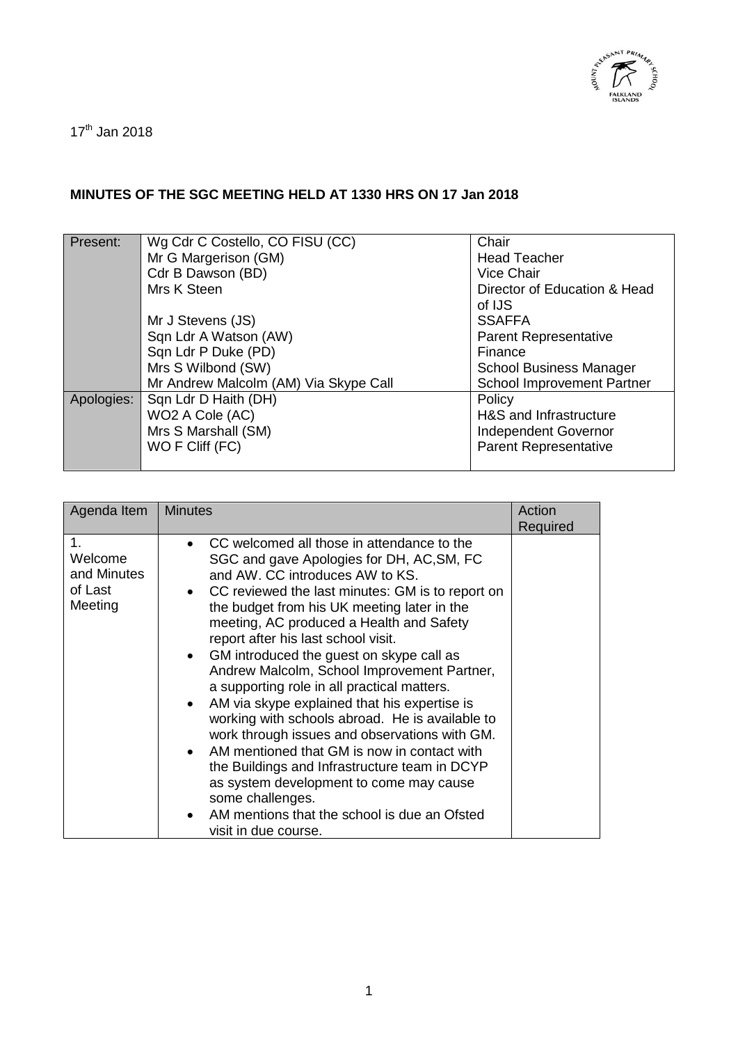17[th] Jan 2018

**MINUTES OF THE SGC MEETING HELD AT 1330 HRS ON 17 Jan 2018**

| | | |
|---|---|---|
| Present: | Wg Cdr C Costello, CO FISU (CC) | Chair |
| | Mr G Margerison (GM) | Head Teacher |
| | Cdr B Dawson (BD) | Vice Chair |
| | Mrs K Steen | Director of Education & Head of IJS |
| | Mr J Stevens (JS) | SSAFFA |
| | Sqn Ldr A Watson (AW) | Parent Representative |
| | Sqn Ldr P Duke (PD) | Finance |
| | Mrs S Wilbond (SW) | School Business Manager |
| | Mr Andrew Malcolm (AM) Via Skype Call | School Improvement Partner |
| Apologies: | Sqn Ldr D Haith (DH) | Policy |
| | WO2 A Cole (AC) | H&S and Infrastructure |
| | Mrs S Marshall (SM) | Independent Governor |
| | WO F Cliff (FC) | Parent Representative |

| Agenda Item | Minutes | Action Required |
|---|---|---|
| 1. Welcome and Minutes of Last Meeting | • CC welcomed all those in attendance to the SGC and gave Apologies for DH, AC,SM, FC and AW. CC introduces AW to KS.<br>• CC reviewed the last minutes: GM is to report on the budget from his UK meeting later in the meeting, AC produced a Health and Safety report after his last school visit.<br>• GM introduced the guest on skype call as Andrew Malcolm, School Improvement Partner, a supporting role in all practical matters.<br>• AM via skype explained that his expertise is working with schools abroad. He is available to work through issues and observations with GM.<br>• AM mentioned that GM is now in contact with the Buildings and Infrastructure team in DCYP as system development to come may cause some challenges.<br>• AM mentions that the school is due an Ofsted visit in due course. | |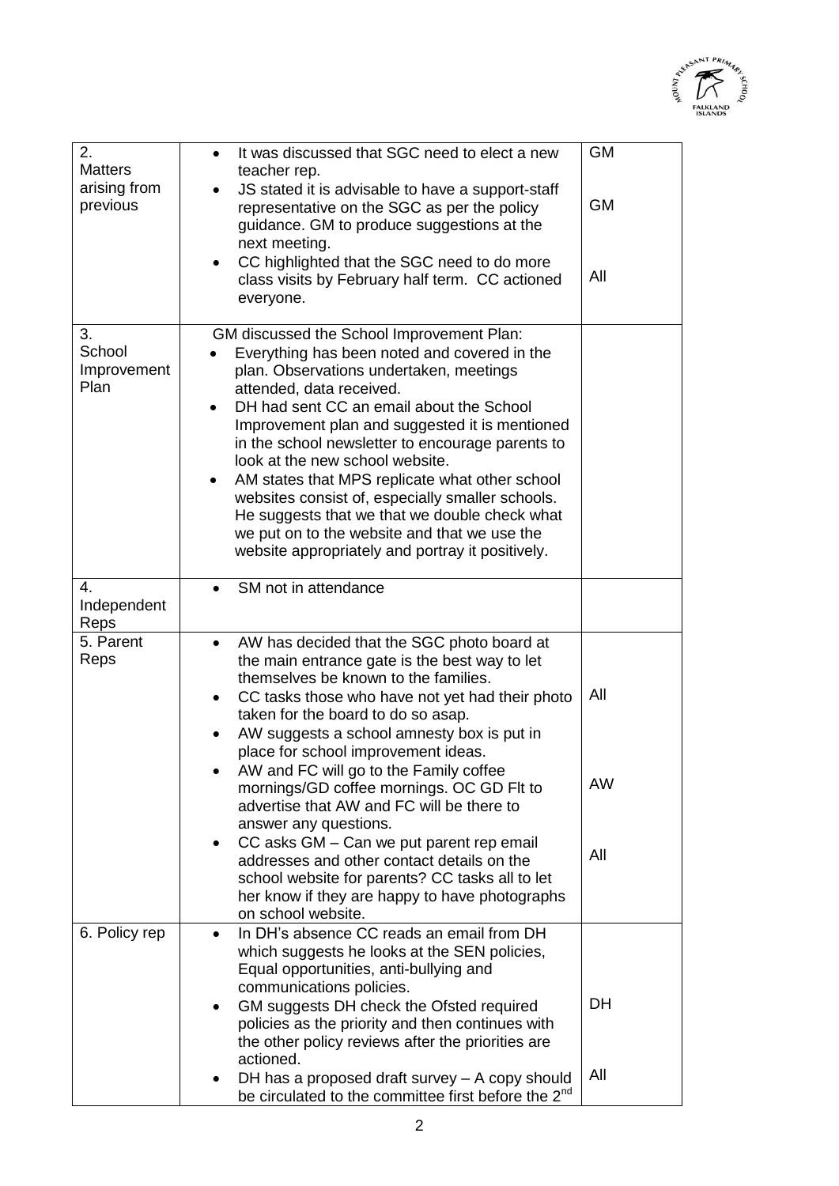| 2. Matters arising from previous | • It was discussed that SGC need to elect a new teacher rep.<br>• JS stated it is advisable to have a support-staff representative on the SGC as per the policy guidance. GM to produce suggestions at the next meeting.<br>• CC highlighted that the SGC need to do more class visits by February half term. CC actioned everyone. | GM<br><br>GM<br><br>All |
|---|---|---|
| 3. School Improvement Plan | GM discussed the School Improvement Plan:<br>• Everything has been noted and covered in the plan. Observations undertaken, meetings attended, data received.<br>• DH had sent CC an email about the School Improvement plan and suggested it is mentioned in the school newsletter to encourage parents to look at the new school website.<br>• AM states that MPS replicate what other school websites consist of, especially smaller schools. He suggests that we that we double check what we put on to the website and that we use the website appropriately and portray it positively. | |
| 4. Independent Reps | • SM not in attendance | |
| 5. Parent Reps | • AW has decided that the SGC photo board at the main entrance gate is the best way to let themselves be known to the families.<br>• CC tasks those who have not yet had their photo taken for the board to do so asap.<br>• AW suggests a school amnesty box is put in place for school improvement ideas.<br>• AW and FC will go to the Family coffee mornings/GD coffee mornings. OC GD Flt to advertise that AW and FC will be there to answer any questions.<br>• CC asks GM – Can we put parent rep email addresses and other contact details on the school website for parents? CC tasks all to let her know if they are happy to have photographs on school website. | All<br><br>AW<br><br>All |
| 6. Policy rep | • In DH's absence CC reads an email from DH which suggests he looks at the SEN policies, Equal opportunities, anti-bullying and communications policies.<br>• GM suggests DH check the Ofsted required policies as the priority and then continues with the other policy reviews after the priorities are actioned.<br>• DH has a proposed draft survey – A copy should be circulated to the committee first before the 2nd | DH<br><br>All |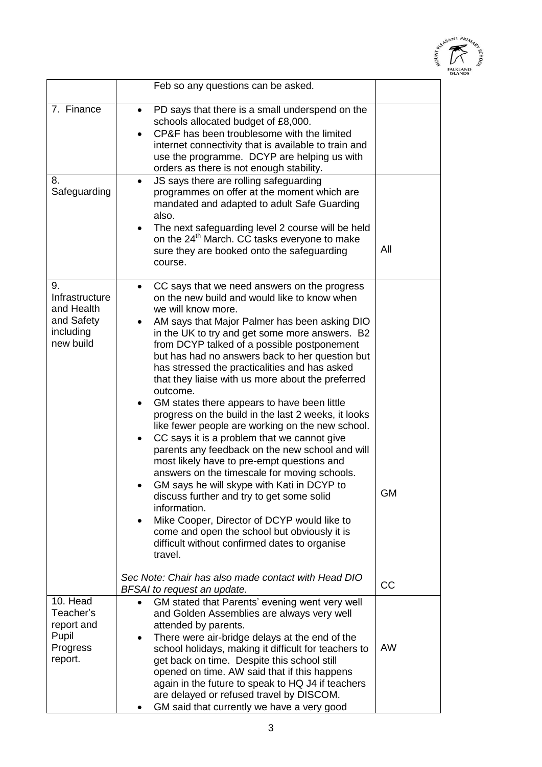| | | |
|---|---|---|
| | Feb so any questions can be asked. | |
| 7. Finance | • PD says that there is a small underspend on the schools allocated budget of £8,000.<br>• CP&F has been troublesome with the limited internet connectivity that is available to train and use the programme. DCYP are helping us with orders as there is not enough stability. | |
| 8. Safeguarding | • JS says there are rolling safeguarding programmes on offer at the moment which are mandated and adapted to adult Safe Guarding also.<br>• The next safeguarding level 2 course will be held on the 24th March. CC tasks everyone to make sure they are booked onto the safeguarding course. | All |
| 9. Infrastructure and Health and Safety including new build | • CC says that we need answers on the progress on the new build and would like to know when we will know more.<br>• AM says that Major Palmer has been asking DIO in the UK to try and get some more answers. B2 from DCYP talked of a possible postponement but has had no answers back to her question but has stressed the practicalities and has asked that they liaise with us more about the preferred outcome.<br>• GM states there appears to have been little progress on the build in the last 2 weeks, it looks like fewer people are working on the new school.<br>• CC says it is a problem that we cannot give parents any feedback on the new school and will most likely have to pre-empt questions and answers on the timescale for moving schools.<br>• GM says he will skype with Kati in DCYP to discuss further and try to get some solid information.<br>• Mike Cooper, Director of DCYP would like to come and open the school but obviously it is difficult without confirmed dates to organise travel.<br><br>*Sec Note: Chair has also made contact with Head DIO BFSAI to request an update.* | GM<br><br>CC |
| 10. Head Teacher's report and Pupil Progress report. | • GM stated that Parents' evening went very well and Golden Assemblies are always very well attended by parents.<br>• There were air-bridge delays at the end of the school holidays, making it difficult for teachers to get back on time. Despite this school still opened on time. AW said that if this happens again in the future to speak to HQ J4 if teachers are delayed or refused travel by DISCOM.<br>• GM said that currently we have a very good | AW |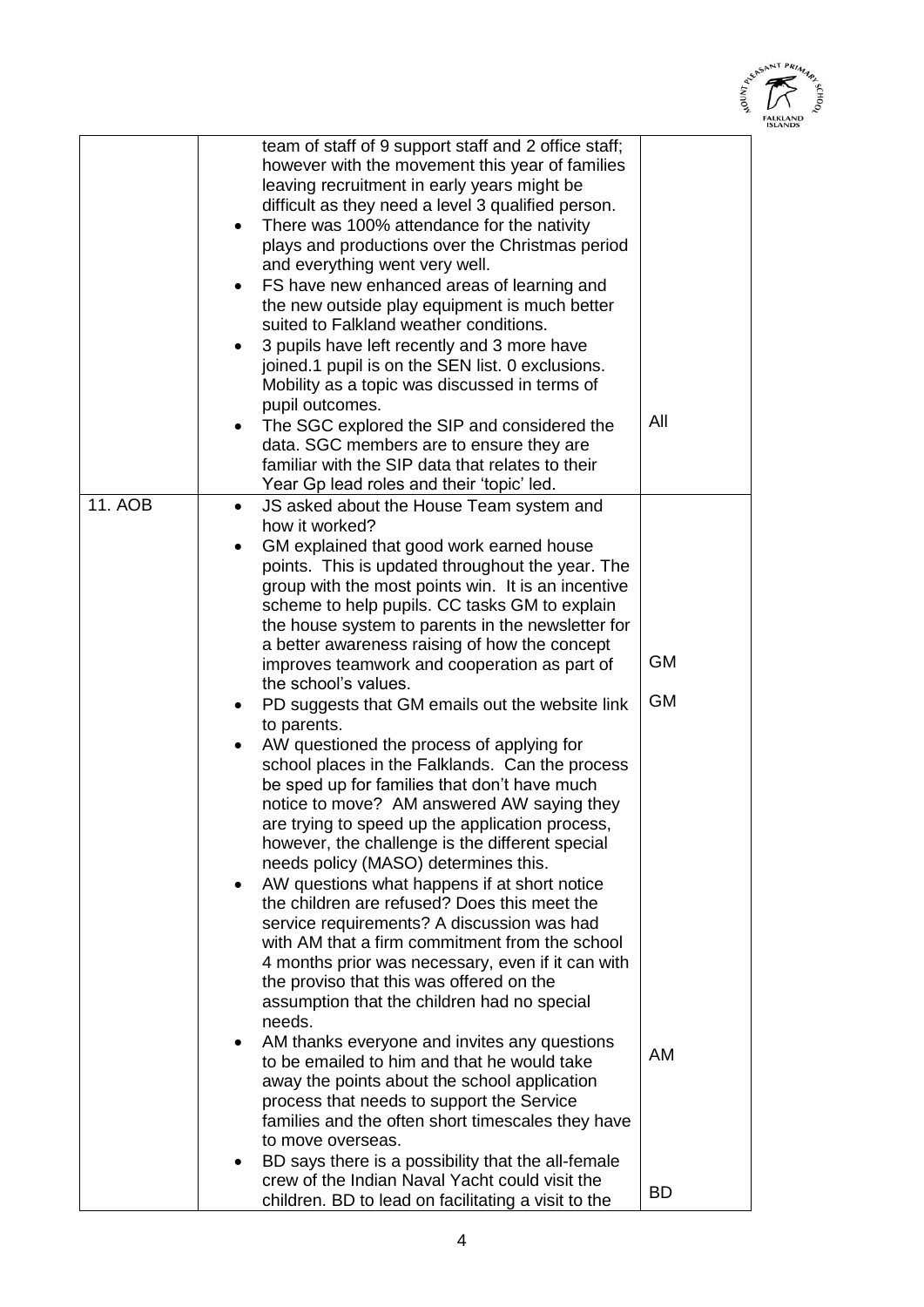| | | |
|---|---|---|
| | team of staff of 9 support staff and 2 office staff; however with the movement this year of families leaving recruitment in early years might be difficult as they need a level 3 qualified person.<br>• There was 100% attendance for the nativity plays and productions over the Christmas period and everything went very well.<br>• FS have new enhanced areas of learning and the new outside play equipment is much better suited to Falkland weather conditions.<br>• 3 pupils have left recently and 3 more have joined.1 pupil is on the SEN list. 0 exclusions. Mobility as a topic was discussed in terms of pupil outcomes.<br>• The SGC explored the SIP and considered the data. SGC members are to ensure they are familiar with the SIP data that relates to their Year Gp lead roles and their 'topic' led. | All |
| 11. AOB | • JS asked about the House Team system and how it worked?<br>• GM explained that good work earned house points. This is updated throughout the year. The group with the most points win. It is an incentive scheme to help pupils. CC tasks GM to explain the house system to parents in the newsletter for a better awareness raising of how the concept improves teamwork and cooperation as part of the school's values.<br>• PD suggests that GM emails out the website link to parents.<br>• AW questioned the process of applying for school places in the Falklands. Can the process be sped up for families that don't have much notice to move? AM answered AW saying they are trying to speed up the application process, however, the challenge is the different special needs policy (MASO) determines this.<br>• AW questions what happens if at short notice the children are refused? Does this meet the service requirements? A discussion was had with AM that a firm commitment from the school 4 months prior was necessary, even if it can with the proviso that this was offered on the assumption that the children had no special needs.<br>• AM thanks everyone and invites any questions to be emailed to him and that he would take away the points about the school application process that needs to support the Service families and the often short timescales they have to move overseas.<br>• BD says there is a possibility that the all-female crew of the Indian Naval Yacht could visit the children. BD to lead on facilitating a visit to the | GM<br><br>GM<br><br>AM<br><br>BD |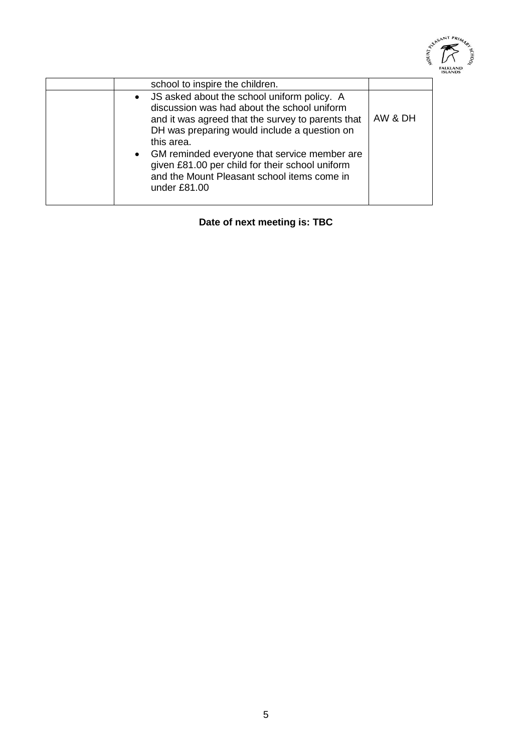| | | |
|---|---|---|
| | school to inspire the children. | |
| | • JS asked about the school uniform policy. A discussion was had about the school uniform and it was agreed that the survey to parents that DH was preparing would include a question on this area.<br>• GM reminded everyone that service member are given £81.00 per child for their school uniform and the Mount Pleasant school items come in under £81.00 | AW & DH |

**Date of next meeting is: TBC**